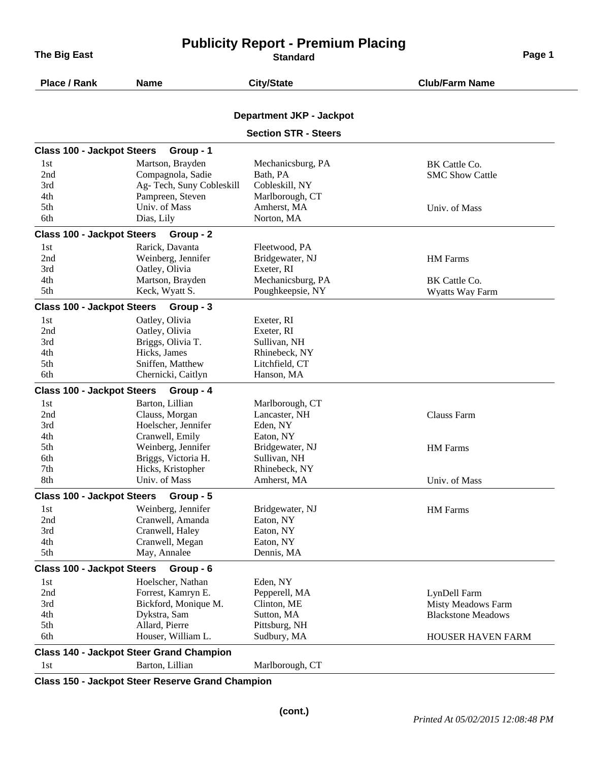# Publicity Report - Premium Placing

**The Big East** — **Standard**

## Department JKP - Jackpot

### Section STR - Steers

| Place / Rank | Name | City/State | Club/Farm Name |
|---|---|---|---|
| **Class 100 - Jackpot Steers Group - 1** | | | |
| 1st | Martson, Brayden | Mechanicsburg, PA | BK Cattle Co. |
| 2nd | Compagnola, Sadie | Bath, PA | SMC Show Cattle |
| 3rd | Ag- Tech, Suny Cobleskill | Cobleskill, NY | |
| 4th | Pampreen, Steven | Marlborough, CT | |
| 5th | Univ. of Mass | Amherst, MA | Univ. of Mass |
| 6th | Dias, Lily | Norton, MA | |
| **Class 100 - Jackpot Steers Group - 2** | | | |
| 1st | Rarick, Davanta | Fleetwood, PA | |
| 2nd | Weinberg, Jennifer | Bridgewater, NJ | HM Farms |
| 3rd | Oatley, Olivia | Exeter, RI | |
| 4th | Martson, Brayden | Mechanicsburg, PA | BK Cattle Co. |
| 5th | Keck, Wyatt S. | Poughkeepsie, NY | Wyatts Way Farm |
| **Class 100 - Jackpot Steers Group - 3** | | | |
| 1st | Oatley, Olivia | Exeter, RI | |
| 2nd | Oatley, Olivia | Exeter, RI | |
| 3rd | Briggs, Olivia T. | Sullivan, NH | |
| 4th | Hicks, James | Rhinebeck, NY | |
| 5th | Sniffen, Matthew | Litchfield, CT | |
| 6th | Chernicki, Caitlyn | Hanson, MA | |
| **Class 100 - Jackpot Steers Group - 4** | | | |
| 1st | Barton, Lillian | Marlborough, CT | |
| 2nd | Clauss, Morgan | Lancaster, NH | Clauss Farm |
| 3rd | Hoelscher, Jennifer | Eden, NY | |
| 4th | Cranwell, Emily | Eaton, NY | |
| 5th | Weinberg, Jennifer | Bridgewater, NJ | HM Farms |
| 6th | Briggs, Victoria H. | Sullivan, NH | |
| 7th | Hicks, Kristopher | Rhinebeck, NY | |
| 8th | Univ. of Mass | Amherst, MA | Univ. of Mass |
| **Class 100 - Jackpot Steers Group - 5** | | | |
| 1st | Weinberg, Jennifer | Bridgewater, NJ | HM Farms |
| 2nd | Cranwell, Amanda | Eaton, NY | |
| 3rd | Cranwell, Haley | Eaton, NY | |
| 4th | Cranwell, Megan | Eaton, NY | |
| 5th | May, Annalee | Dennis, MA | |
| **Class 100 - Jackpot Steers Group - 6** | | | |
| 1st | Hoelscher, Nathan | Eden, NY | |
| 2nd | Forrest, Kamryn E. | Pepperell, MA | LynDell Farm |
| 3rd | Bickford, Monique M. | Clinton, ME | Misty Meadows Farm |
| 4th | Dykstra, Sam | Sutton, MA | Blackstone Meadows |
| 5th | Allard, Pierre | Pittsburg, NH | |
| 6th | Houser, William L. | Sudbury, MA | HOUSER HAVEN FARM |
| **Class 140 - Jackpot Steer Grand Champion** | | | |
| 1st | Barton, Lillian | Marlborough, CT | |

**Class 150 - Jackpot Steer Reserve Grand Champion**

**(cont.)**

*Printed At 05/02/2015 12:08:48 PM*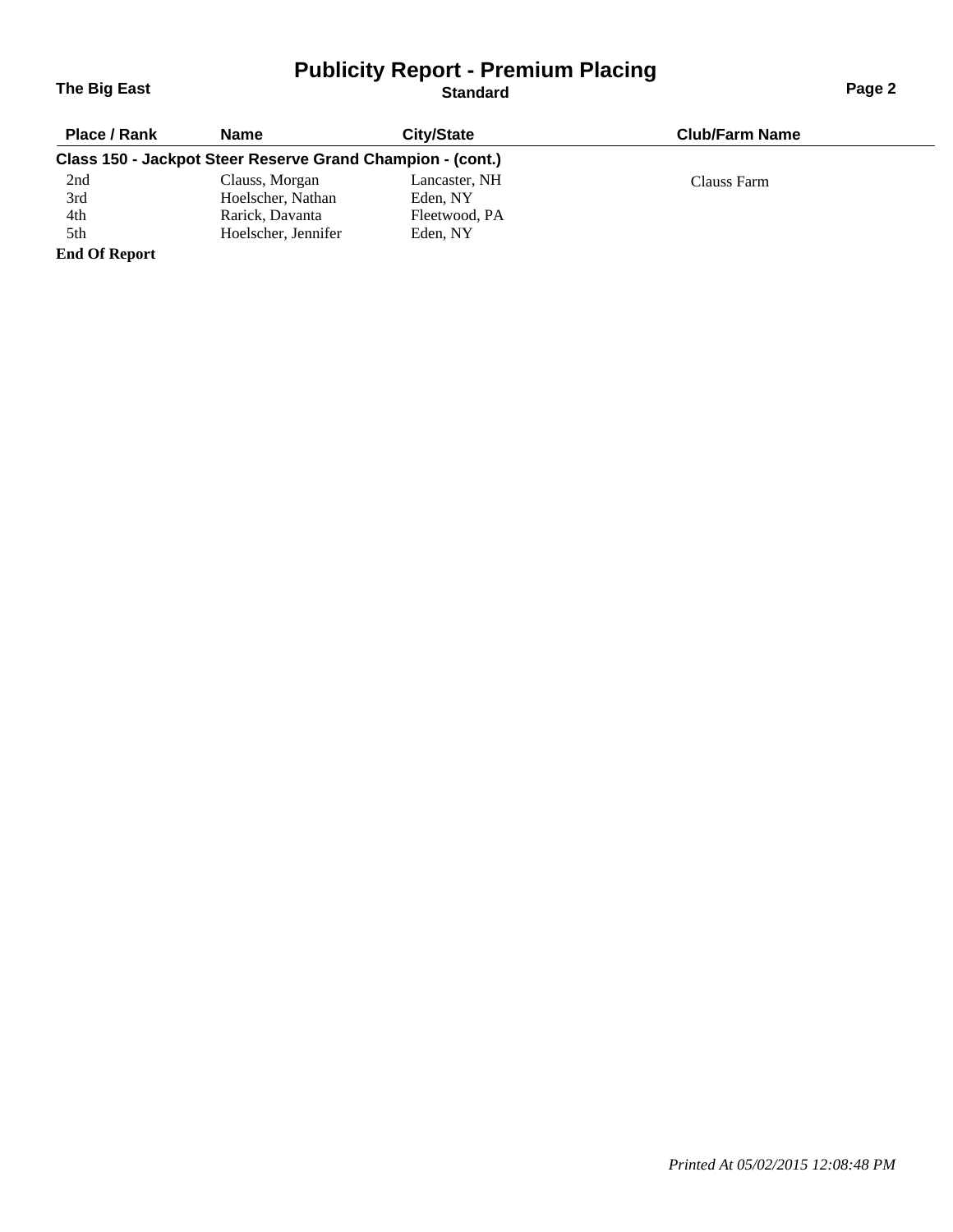# Publicity Report - Premium Placing

**The Big East** — **Standard**

| Place / Rank | Name | City/State | Club/Farm Name |
| --- | --- | --- | --- |
| **Class 150 - Jackpot Steer Reserve Grand Champion - (cont.)** | | | |
| 2nd | Clauss, Morgan | Lancaster, NH | Clauss Farm |
| 3rd | Hoelscher, Nathan | Eden, NY | |
| 4th | Rarick, Davanta | Fleetwood, PA | |
| 5th | Hoelscher, Jennifer | Eden, NY | |

**End Of Report**

*Printed At 05/02/2015 12:08:48 PM*